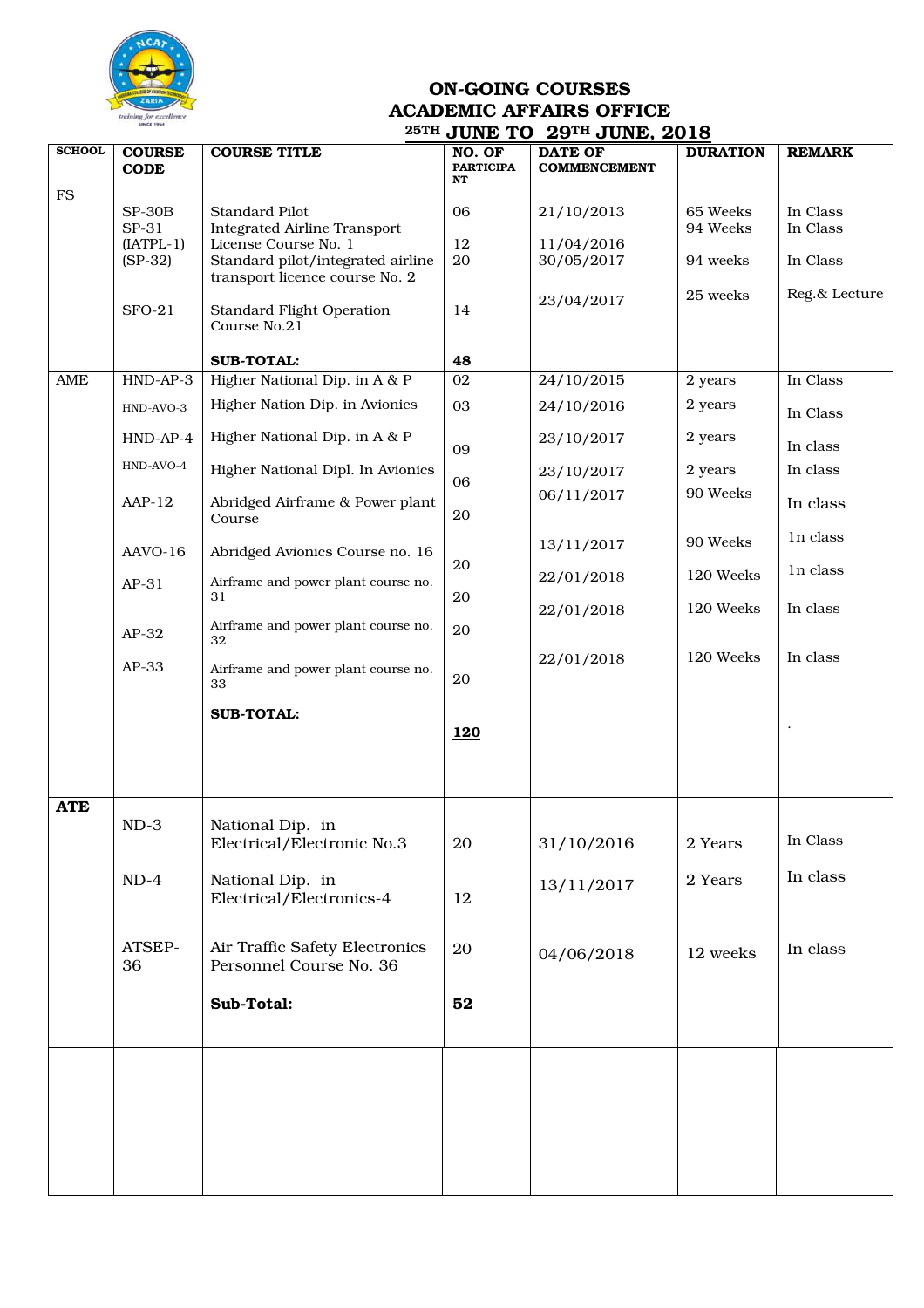## ON-GOING COURSES
## ACADEMIC AFFAIRS OFFICE
## 25TH JUNE TO 29TH JUNE, 2018

| SCHOOL | COURSE CODE | COURSE TITLE | NO. OF PARTICIPANT | DATE OF COMMENCEMENT | DURATION | REMARK |
|---|---|---|---|---|---|---|
| FS | SP-30B | Standard Pilot | 06 | 21/10/2013 | 65 Weeks | In Class |
| | SP-31 (IATPL-1) | Integrated Airline Transport License Course No. 1 | 12 | 11/04/2016 | 94 Weeks | In Class |
| | (SP-32) | Standard pilot/integrated airline transport licence course No. 2 | 20 | 30/05/2017 | 94 weeks | In Class |
| | SFO-21 | Standard Flight Operation Course No.21 | 14 | 23/04/2017 | 25 weeks | Reg.& Lecture |
| | | **SUB-TOTAL:** | **48** | | | |
| AME | HND-AP-3 | Higher National Dip. in A & P | 02 | 24/10/2015 | 2 years | In Class |
| | HND-AVO-3 | Higher Nation Dip. in Avionics | 03 | 24/10/2016 | 2 years | In Class |
| | HND-AP-4 | Higher National Dip. in A & P | 09 | 23/10/2017 | 2 years | In class |
| | HND-AVO-4 | Higher National Dipl. In Avionics | 06 | 23/10/2017 | 2 years | In class |
| | AAP-12 | Abridged Airframe & Power plant Course | 20 | 06/11/2017 | 90 Weeks | In class |
| | AAVO-16 | Abridged Avionics Course no. 16 | 20 | 13/11/2017 | 90 Weeks | 1n class |
| | AP-31 | Airframe and power plant course no. 31 | 20 | 22/01/2018 | 120 Weeks | 1n class |
| | AP-32 | Airframe and power plant course no. 32 | 20 | 22/01/2018 | 120 Weeks | In class |
| | AP-33 | Airframe and power plant course no. 33 | 20 | 22/01/2018 | 120 Weeks | In class |
| | | **SUB-TOTAL:** | **120** | | | . |
| **ATE** | ND-3 | National Dip. in Electrical/Electronic No.3 | 20 | 31/10/2016 | 2 Years | In Class |
| | ND-4 | National Dip. in Electrical/Electronics-4 | 12 | 13/11/2017 | 2 Years | In class |
| | ATSEP-36 | Air Traffic Safety Electronics Personnel Course No. 36 | 20 | 04/06/2018 | 12 weeks | In class |
| | | **Sub-Total:** | **52** | | | |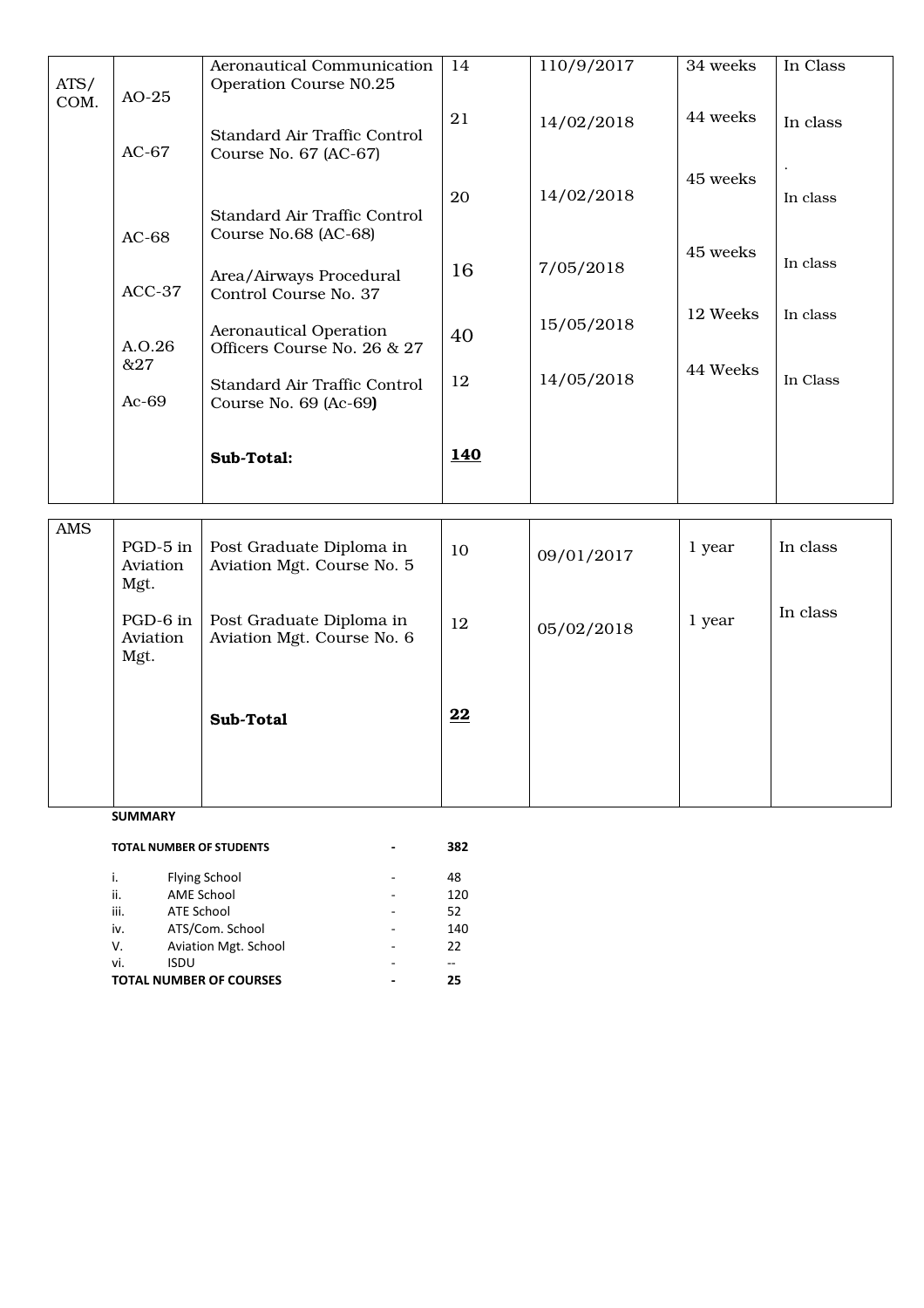| | | | | | | |
|---|---|---|---|---|---|---|
| ATS/ COM. | AO-25 | Aeronautical Communication Operation Course N0.25 | 14 | 110/9/2017 | 34 weeks | In Class |
| | AC-67 | Standard Air Traffic Control Course No. 67 (AC-67) | 21 | 14/02/2018 | 44 weeks | In class |
| | AC-68 | Standard Air Traffic Control Course No.68 (AC-68) | 20 | 14/02/2018 | 45 weeks | In class |
| | ACC-37 | Area/Airways Procedural Control Course No. 37 | 16 | 7/05/2018 | 45 weeks | In class |
| | A.O.26 &27 | Aeronautical Operation Officers Course No. 26 & 27 | 40 | 15/05/2018 | 12 Weeks | In class |
| | Ac-69 | Standard Air Traffic Control Course No. 69 (Ac-69**)** | 12 | 14/05/2018 | 44 Weeks | In Class |
| | | **Sub-Total:** | **140** | | | |

| | | | | | | |
|---|---|---|---|---|---|---|
| AMS | PGD-5 in Aviation Mgt. | Post Graduate Diploma in Aviation Mgt. Course No. 5 | 10 | 09/01/2017 | 1 year | In class |
| | PGD-6 in Aviation Mgt. | Post Graduate Diploma in Aviation Mgt. Course No. 6 | 12 | 05/02/2018 | 1 year | In class |
| | | **Sub-Total** | **22** | | | |

**SUMMARY**

| | | | |
|---|---|---|---|
| **TOTAL NUMBER OF STUDENTS** | | **-** | **382** |
| i. | Flying School | - | 48 |
| ii. | AME School | - | 120 |
| iii. | ATE School | - | 52 |
| iv. | ATS/Com. School | - | 140 |
| V. | Aviation Mgt. School | - | 22 |
| vi. | ISDU | - | -- |
| **TOTAL NUMBER OF COURSES** | | **-** | **25** |